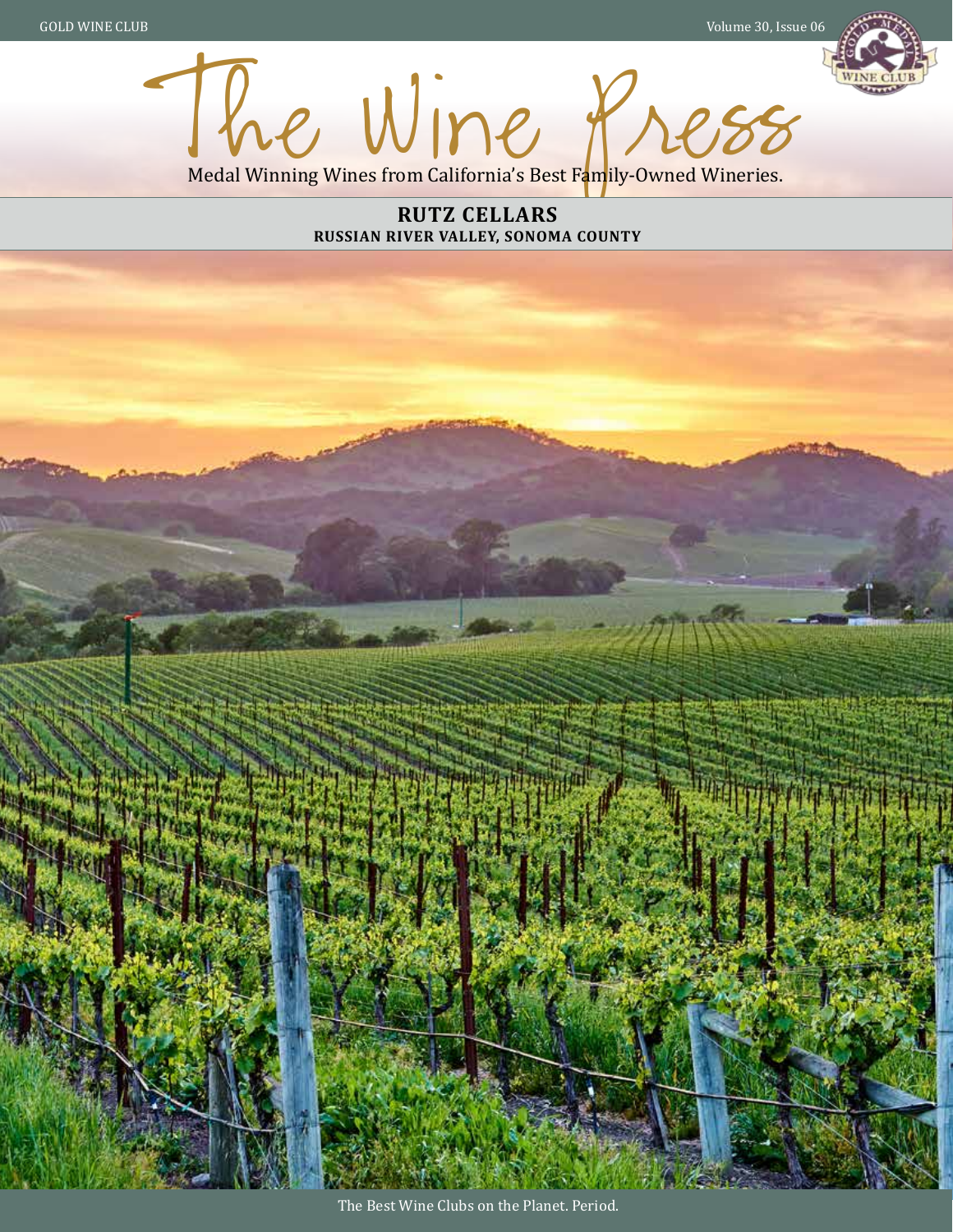# The Wine Press

Medal Winning Wines from California's Best Family-Owned Wineries.

## RUTZ CELLARS

**RUSSIAN RIVER VALLEY, SONOMA COUNTY**

The Best Wine Clubs on the Planet. Period.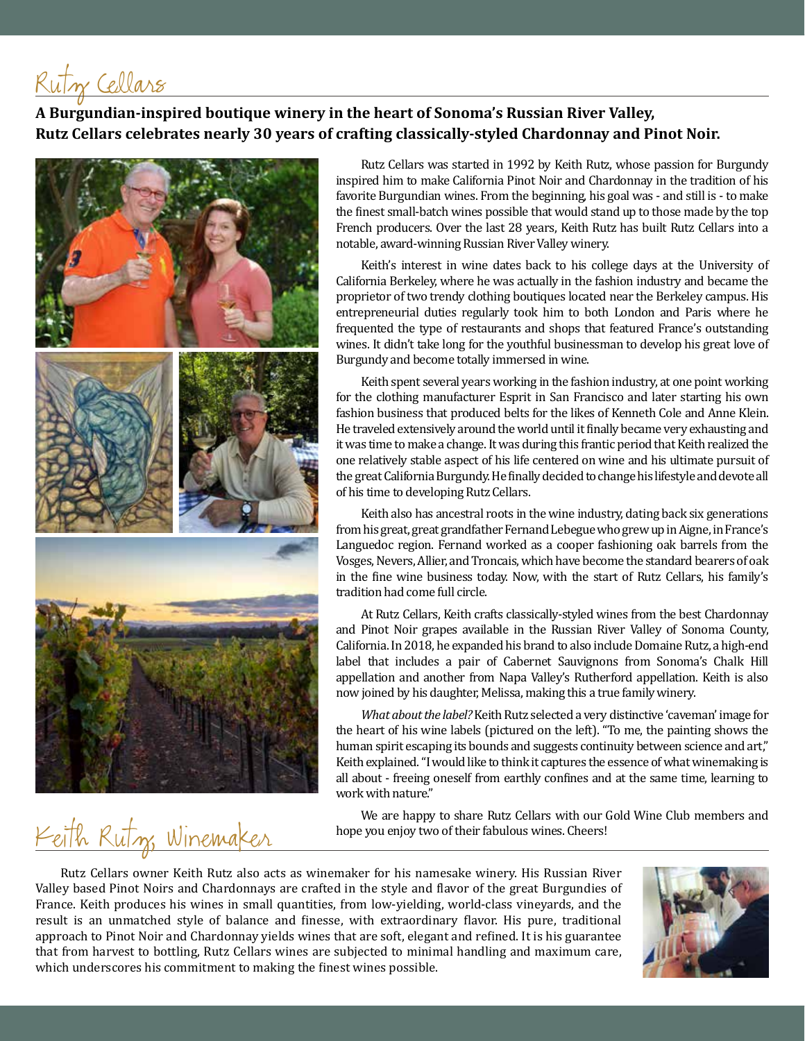# Rutz Cellars

**A Burgundian-inspired boutique winery in the heart of Sonoma's Russian River Valley, Rutz Cellars celebrates nearly 30 years of crafting classically-styled Chardonnay and Pinot Noir.**

Rutz Cellars was started in 1992 by Keith Rutz, whose passion for Burgundy inspired him to make California Pinot Noir and Chardonnay in the tradition of his favorite Burgundian wines. From the beginning, his goal was - and still is - to make the finest small-batch wines possible that would stand up to those made by the top French producers. Over the last 28 years, Keith Rutz has built Rutz Cellars into a notable, award-winning Russian River Valley winery.

Keith's interest in wine dates back to his college days at the University of California Berkeley, where he was actually in the fashion industry and became the proprietor of two trendy clothing boutiques located near the Berkeley campus. His entrepreneurial duties regularly took him to both London and Paris where he frequented the type of restaurants and shops that featured France's outstanding wines. It didn't take long for the youthful businessman to develop his great love of Burgundy and become totally immersed in wine.

Keith spent several years working in the fashion industry, at one point working for the clothing manufacturer Esprit in San Francisco and later starting his own fashion business that produced belts for the likes of Kenneth Cole and Anne Klein. He traveled extensively around the world until it finally became very exhausting and it was time to make a change. It was during this frantic period that Keith realized the one relatively stable aspect of his life centered on wine and his ultimate pursuit of the great California Burgundy. He finally decided to change his lifestyle and devote all of his time to developing Rutz Cellars.

Keith also has ancestral roots in the wine industry, dating back six generations from his great, great grandfather Fernand Lebegue who grew up in Aigne, in France's Languedoc region. Fernand worked as a cooper fashioning oak barrels from the Vosges, Nevers, Allier, and Troncais, which have become the standard bearers of oak in the fine wine business today. Now, with the start of Rutz Cellars, his family's tradition had come full circle.

At Rutz Cellars, Keith crafts classically-styled wines from the best Chardonnay and Pinot Noir grapes available in the Russian River Valley of Sonoma County, California. In 2018, he expanded his brand to also include Domaine Rutz, a high-end label that includes a pair of Cabernet Sauvignons from Sonoma's Chalk Hill appellation and another from Napa Valley's Rutherford appellation. Keith is also now joined by his daughter, Melissa, making this a true family winery.

*What about the label?* Keith Rutz selected a very distinctive 'caveman' image for the heart of his wine labels (pictured on the left). "To me, the painting shows the human spirit escaping its bounds and suggests continuity between science and art," Keith explained. "I would like to think it captures the essence of what winemaking is all about - freeing oneself from earthly confines and at the same time, learning to work with nature."

We are happy to share Rutz Cellars with our Gold Wine Club members and hope you enjoy two of their fabulous wines. Cheers!

## Keith Rutz, Winemaker

Rutz Cellars owner Keith Rutz also acts as winemaker for his namesake winery. His Russian River Valley based Pinot Noirs and Chardonnays are crafted in the style and flavor of the great Burgundies of France. Keith produces his wines in small quantities, from low-yielding, world-class vineyards, and the result is an unmatched style of balance and finesse, with extraordinary flavor. His pure, traditional approach to Pinot Noir and Chardonnay yields wines that are soft, elegant and refined. It is his guarantee that from harvest to bottling, Rutz Cellars wines are subjected to minimal handling and maximum care, which underscores his commitment to making the finest wines possible.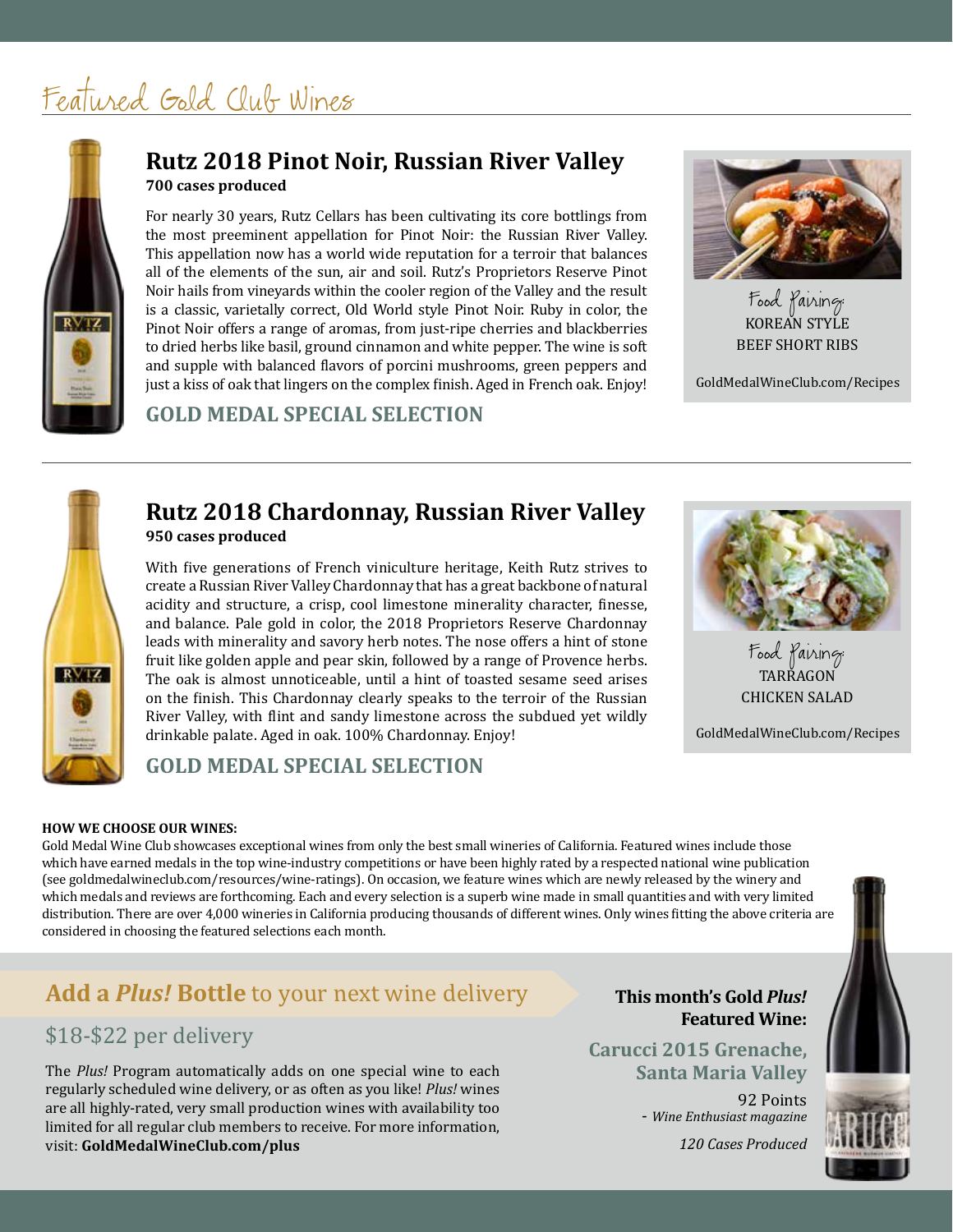# Featured Gold Club Wines

## Rutz 2018 Pinot Noir, Russian River Valley

**700 cases produced**

For nearly 30 years, Rutz Cellars has been cultivating its core bottlings from the most preeminent appellation for Pinot Noir: the Russian River Valley. This appellation now has a world wide reputation for a terroir that balances all of the elements of the sun, air and soil. Rutz's Proprietors Reserve Pinot Noir hails from vineyards within the cooler region of the Valley and the result is a classic, varietally correct, Old World style Pinot Noir. Ruby in color, the Pinot Noir offers a range of aromas, from just-ripe cherries and blackberries to dried herbs like basil, ground cinnamon and white pepper. The wine is soft and supple with balanced flavors of porcini mushrooms, green peppers and just a kiss of oak that lingers on the complex finish. Aged in French oak. Enjoy!

**GOLD MEDAL SPECIAL SELECTION**

Food Pairing:
KOREAN STYLE BEEF SHORT RIBS

GoldMedalWineClub.com/Recipes

---

## Rutz 2018 Chardonnay, Russian River Valley

**950 cases produced**

With five generations of French viniculture heritage, Keith Rutz strives to create a Russian River Valley Chardonnay that has a great backbone of natural acidity and structure, a crisp, cool limestone minerality character, finesse, and balance. Pale gold in color, the 2018 Proprietors Reserve Chardonnay leads with minerality and savory herb notes. The nose offers a hint of stone fruit like golden apple and pear skin, followed by a range of Provence herbs. The oak is almost unnoticeable, until a hint of toasted sesame seed arises on the finish. This Chardonnay clearly speaks to the terroir of the Russian River Valley, with flint and sandy limestone across the subdued yet wildly drinkable palate. Aged in oak. 100% Chardonnay. Enjoy!

**GOLD MEDAL SPECIAL SELECTION**

Food Pairing:
TARRAGON CHICKEN SALAD

GoldMedalWineClub.com/Recipes

---

**HOW WE CHOOSE OUR WINES:**

Gold Medal Wine Club showcases exceptional wines from only the best small wineries of California. Featured wines include those which have earned medals in the top wine-industry competitions or have been highly rated by a respected national wine publication (see goldmedalwineclub.com/resources/wine-ratings). On occasion, we feature wines which are newly released by the winery and which medals and reviews are forthcoming. Each and every selection is a superb wine made in small quantities and with very limited distribution. There are over 4,000 wineries in California producing thousands of different wines. Only wines fitting the above criteria are considered in choosing the featured selections each month.

## Add a *Plus!* Bottle to your next wine delivery

### $18-$22 per delivery

The *Plus!* Program automatically adds on one special wine to each regularly scheduled wine delivery, or as often as you like! *Plus!* wines are all highly-rated, very small production wines with availability too limited for all regular club members to receive. For more information, visit: **GoldMedalWineClub.com/plus**

**This month's Gold *Plus!* Featured Wine:**

**Carucci 2015 Grenache, Santa Maria Valley**

92 Points
- *Wine Enthusiast magazine*

*120 Cases Produced*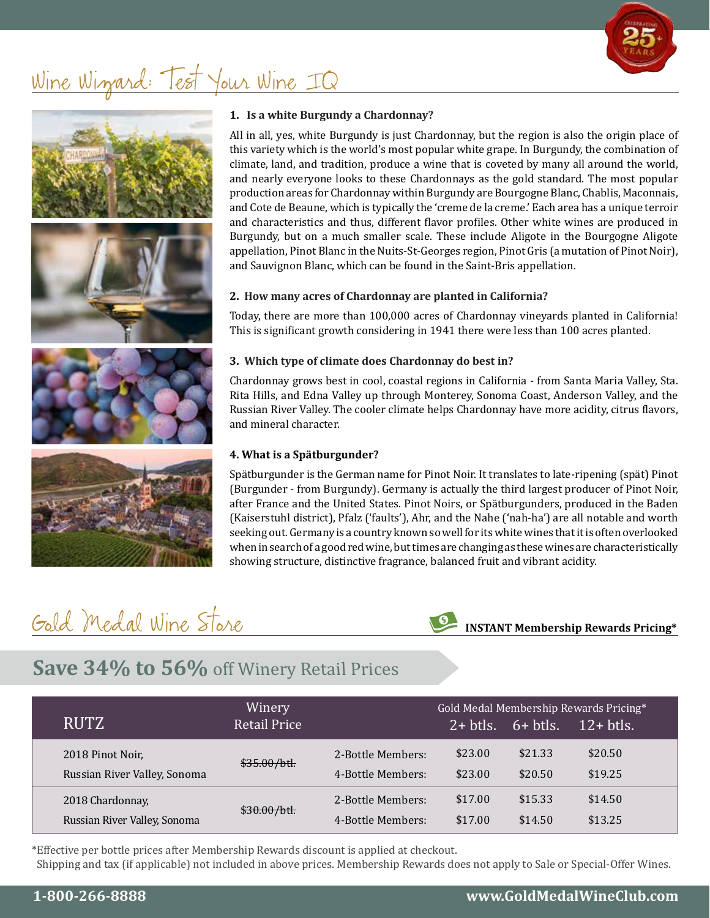# Wine Wizard: Test Your Wine IQ

**1. Is a white Burgundy a Chardonnay?**

All in all, yes, white Burgundy is just Chardonnay, but the region is also the origin place of this variety which is the world's most popular white grape. In Burgundy, the combination of climate, land, and tradition, produce a wine that is coveted by many all around the world, and nearly everyone looks to these Chardonnays as the gold standard. The most popular production areas for Chardonnay within Burgundy are Bourgogne Blanc, Chablis, Maconnais, and Cote de Beaune, which is typically the 'creme de la creme.' Each area has a unique terroir and characteristics and thus, different flavor profiles. Other white wines are produced in Burgundy, but on a much smaller scale. These include Aligote in the Bourgogne Aligote appellation, Pinot Blanc in the Nuits-St-Georges region, Pinot Gris (a mutation of Pinot Noir), and Sauvignon Blanc, which can be found in the Saint-Bris appellation.

**2. How many acres of Chardonnay are planted in California?**

Today, there are more than 100,000 acres of Chardonnay vineyards planted in California! This is significant growth considering in 1941 there were less than 100 acres planted.

**3. Which type of climate does Chardonnay do best in?**

Chardonnay grows best in cool, coastal regions in California - from Santa Maria Valley, Sta. Rita Hills, and Edna Valley up through Monterey, Sonoma Coast, Anderson Valley, and the Russian River Valley. The cooler climate helps Chardonnay have more acidity, citrus flavors, and mineral character.

**4. What is a Spätburgunder?**

Spätburgunder is the German name for Pinot Noir. It translates to late-ripening (spät) Pinot (Burgunder - from Burgundy). Germany is actually the third largest producer of Pinot Noir, after France and the United States. Pinot Noirs, or Spätburgunders, produced in the Baden (Kaiserstuhl district), Pfalz ('faults'), Ahr, and the Nahe ('nah-ha') are all notable and worth seeking out. Germany is a country known so well for its white wines that it is often overlooked when in search of a good red wine, but times are changing as these wines are characteristically showing structure, distinctive fragrance, balanced fruit and vibrant acidity.

# Gold Medal Wine Store

**INSTANT Membership Rewards Pricing***

## **Save 34% to 56%** off Winery Retail Prices

| RUTZ | Winery Retail Price | | Gold Medal Membership Rewards Pricing* 2+ btls. | 6+ btls. | 12+ btls. |
|---|---|---|---|---|---|
| 2018 Pinot Noir, Russian River Valley, Sonoma | ~~$35.00/btl.~~ | 2-Bottle Members: | $23.00 | $21.33 | $20.50 |
| | | 4-Bottle Members: | $23.00 | $20.50 | $19.25 |
| 2018 Chardonnay, Russian River Valley, Sonoma | ~~$30.00/btl.~~ | 2-Bottle Members: | $17.00 | $15.33 | $14.50 |
| | | 4-Bottle Members: | $17.00 | $14.50 | $13.25 |

*Effective per bottle prices after Membership Rewards discount is applied at checkout.
Shipping and tax (if applicable) not included in above prices. Membership Rewards does not apply to Sale or Special-Offer Wines.

**1-800-266-8888** **www.GoldMedalWineClub.com**